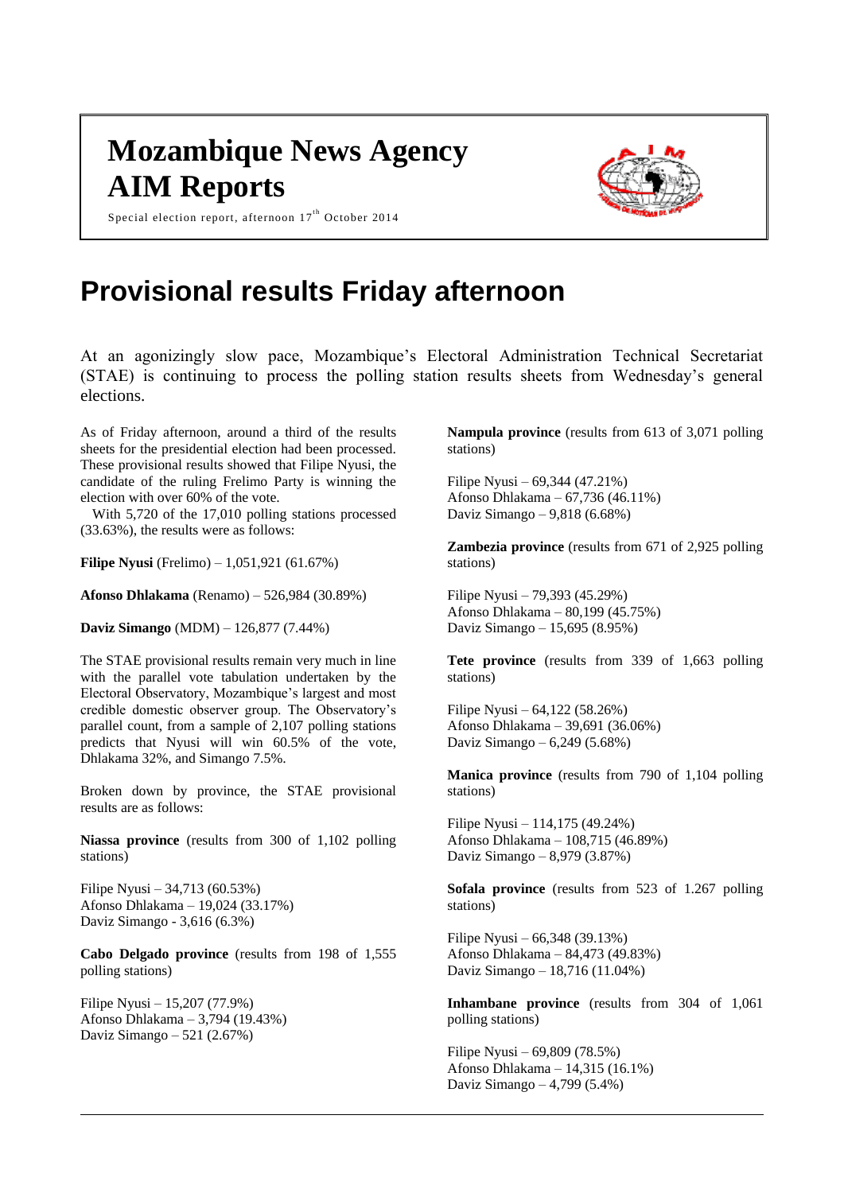# Mozambique News Agency
# AIM Reports

Special election report, afternoon 17th October 2014

## Provisional results Friday afternoon

At an agonizingly slow pace, Mozambique's Electoral Administration Technical Secretariat (STAE) is continuing to process the polling station results sheets from Wednesday's general elections.

As of Friday afternoon, around a third of the results sheets for the presidential election had been processed. These provisional results showed that Filipe Nyusi, the candidate of the ruling Frelimo Party is winning the election with over 60% of the vote.

With 5,720 of the 17,010 polling stations processed (33.63%), the results were as follows:

**Filipe Nyusi** (Frelimo) – 1,051,921 (61.67%)

**Afonso Dhlakama** (Renamo) – 526,984 (30.89%)

**Daviz Simango** (MDM) – 126,877 (7.44%)

The STAE provisional results remain very much in line with the parallel vote tabulation undertaken by the Electoral Observatory, Mozambique's largest and most credible domestic observer group. The Observatory's parallel count, from a sample of 2,107 polling stations predicts that Nyusi will win 60.5% of the vote, Dhlakama 32%, and Simango 7.5%.

Broken down by province, the STAE provisional results are as follows:

**Niassa province** (results from 300 of 1,102 polling stations)

Filipe Nyusi – 34,713 (60.53%)
Afonso Dhlakama – 19,024 (33.17%)
Daviz Simango - 3,616 (6.3%)

**Cabo Delgado province** (results from 198 of 1,555 polling stations)

Filipe Nyusi – 15,207 (77.9%)
Afonso Dhlakama – 3,794 (19.43%)
Daviz Simango – 521 (2.67%)

**Nampula province** (results from 613 of 3,071 polling stations)

Filipe Nyusi – 69,344 (47.21%)
Afonso Dhlakama – 67,736 (46.11%)
Daviz Simango – 9,818 (6.68%)

**Zambezia province** (results from 671 of 2,925 polling stations)

Filipe Nyusi – 79,393 (45.29%)
Afonso Dhlakama – 80,199 (45.75%)
Daviz Simango – 15,695 (8.95%)

**Tete province** (results from 339 of 1,663 polling stations)

Filipe Nyusi – 64,122 (58.26%)
Afonso Dhlakama – 39,691 (36.06%)
Daviz Simango – 6,249 (5.68%)

**Manica province** (results from 790 of 1,104 polling stations)

Filipe Nyusi – 114,175 (49.24%)
Afonso Dhlakama – 108,715 (46.89%)
Daviz Simango – 8,979 (3.87%)

**Sofala province** (results from 523 of 1.267 polling stations)

Filipe Nyusi – 66,348 (39.13%)
Afonso Dhlakama – 84,473 (49.83%)
Daviz Simango – 18,716 (11.04%)

**Inhambane province** (results from 304 of 1,061 polling stations)

Filipe Nyusi – 69,809 (78.5%)
Afonso Dhlakama – 14,315 (16.1%)
Daviz Simango – 4,799 (5.4%)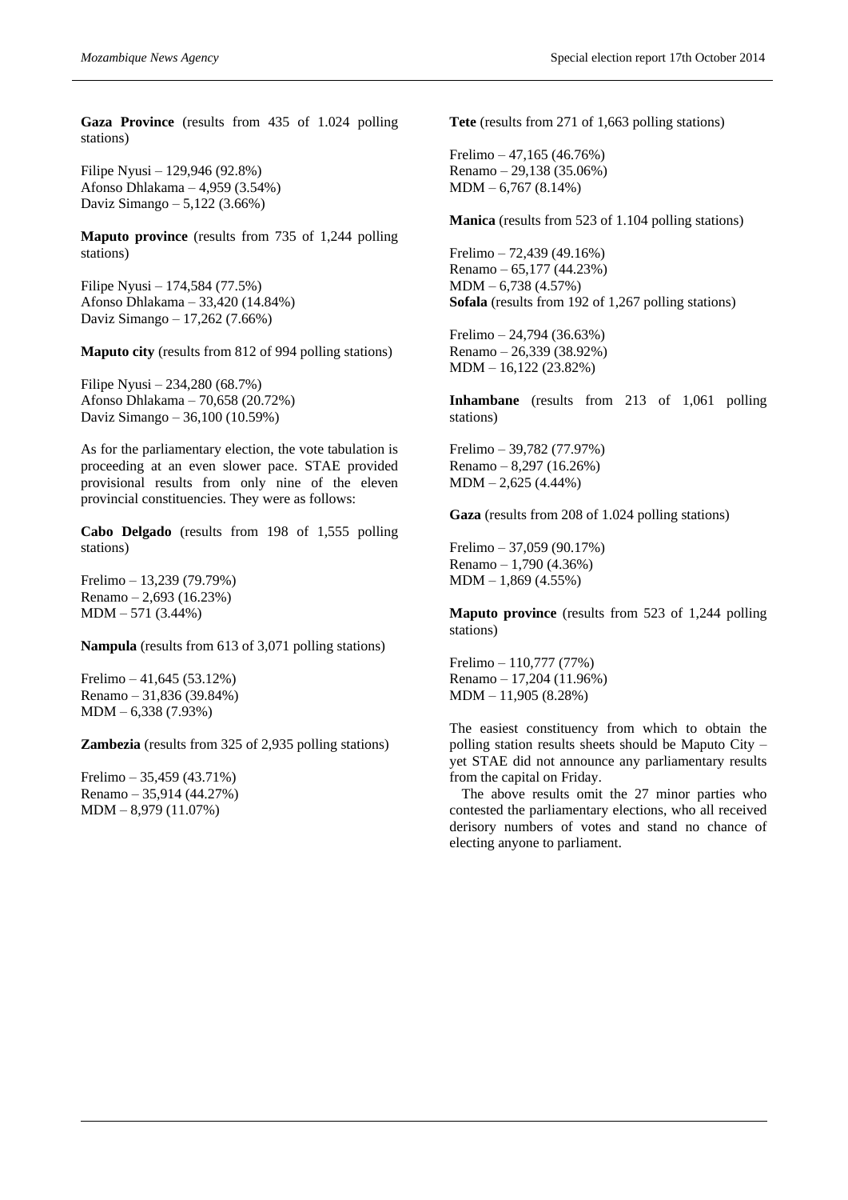**Gaza Province** (results from 435 of 1.024 polling stations)

Filipe Nyusi – 129,946 (92.8%)
Afonso Dhlakama – 4,959 (3.54%)
Daviz Simango – 5,122 (3.66%)

**Maputo province** (results from 735 of 1,244 polling stations)

Filipe Nyusi – 174,584 (77.5%)
Afonso Dhlakama – 33,420 (14.84%)
Daviz Simango – 17,262 (7.66%)

**Maputo city** (results from 812 of 994 polling stations)

Filipe Nyusi – 234,280 (68.7%)
Afonso Dhlakama – 70,658 (20.72%)
Daviz Simango – 36,100 (10.59%)

As for the parliamentary election, the vote tabulation is proceeding at an even slower pace. STAE provided provisional results from only nine of the eleven provincial constituencies. They were as follows:

**Cabo Delgado** (results from 198 of 1,555 polling stations)

Frelimo – 13,239 (79.79%)
Renamo – 2,693 (16.23%)
MDM – 571 (3.44%)

**Nampula** (results from 613 of 3,071 polling stations)

Frelimo – 41,645 (53.12%)
Renamo – 31,836 (39.84%)
MDM – 6,338 (7.93%)

**Zambezia** (results from 325 of 2,935 polling stations)

Frelimo – 35,459 (43.71%)
Renamo – 35,914 (44.27%)
MDM – 8,979 (11.07%)

**Tete** (results from 271 of 1,663 polling stations)

Frelimo – 47,165 (46.76%)
Renamo – 29,138 (35.06%)
MDM – 6,767 (8.14%)

**Manica** (results from 523 of 1.104 polling stations)

Frelimo – 72,439 (49.16%)
Renamo – 65,177 (44.23%)
MDM – 6,738 (4.57%)

**Sofala** (results from 192 of 1,267 polling stations)

Frelimo – 24,794 (36.63%)
Renamo – 26,339 (38.92%)
MDM – 16,122 (23.82%)

**Inhambane** (results from 213 of 1,061 polling stations)

Frelimo – 39,782 (77.97%)
Renamo – 8,297 (16.26%)
MDM – 2,625 (4.44%)

**Gaza** (results from 208 of 1.024 polling stations)

Frelimo – 37,059 (90.17%)
Renamo – 1,790 (4.36%)
MDM – 1,869 (4.55%)

**Maputo province** (results from 523 of 1,244 polling stations)

Frelimo – 110,777 (77%)
Renamo – 17,204 (11.96%)
MDM – 11,905 (8.28%)

The easiest constituency from which to obtain the polling station results sheets should be Maputo City – yet STAE did not announce any parliamentary results from the capital on Friday.

The above results omit the 27 minor parties who contested the parliamentary elections, who all received derisory numbers of votes and stand no chance of electing anyone to parliament.